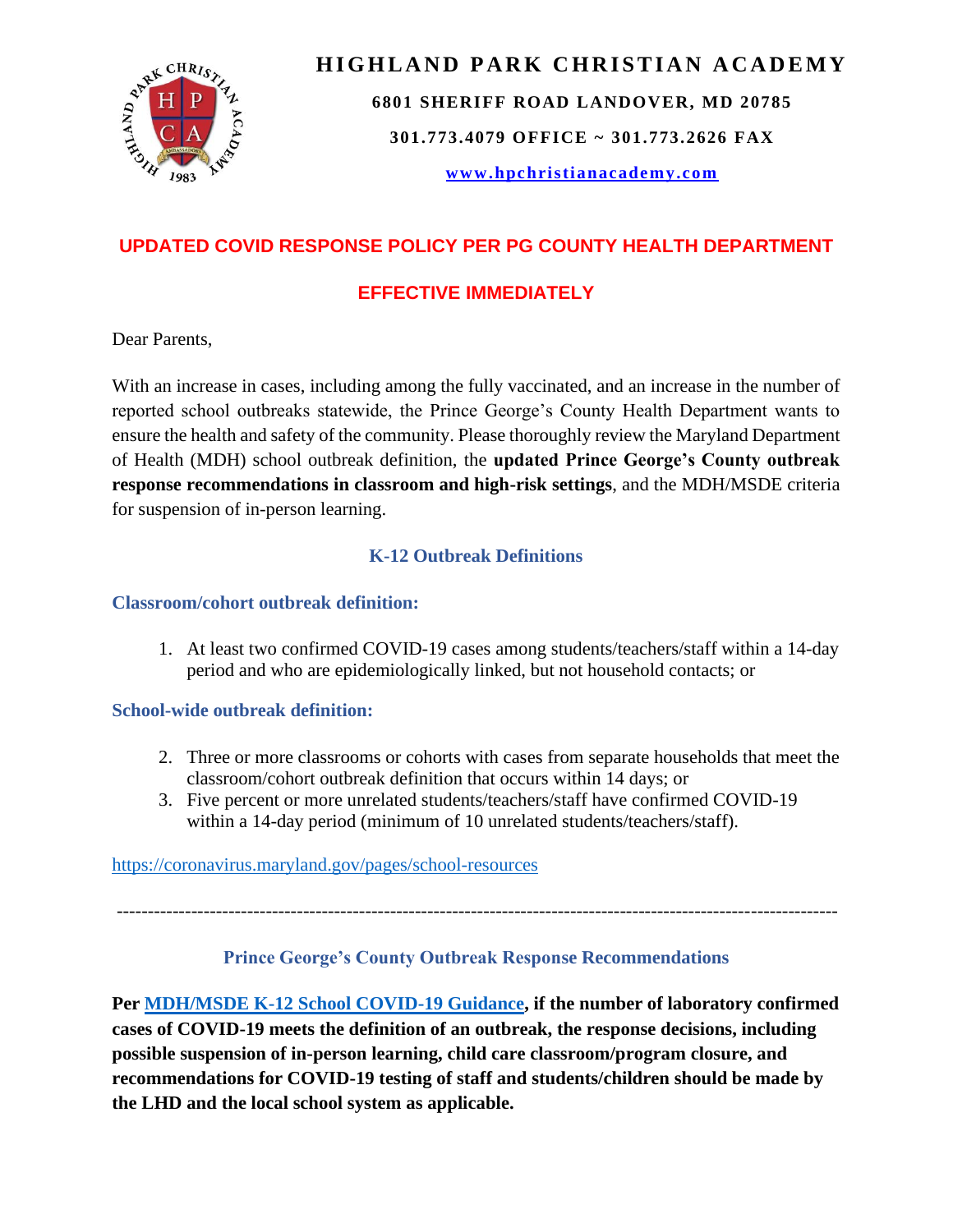# HIGHLAND PARK CHRISTIAN ACADEMY

**6801 SHERIFF ROAD LANDOVER, MD 20785**

**301.773.4079 OFFICE ~ 301.773.2626 FAX**

**[www.hpchristianacademy.com](http://www.hpchristianacademy.com)**

## UPDATED COVID RESPONSE POLICY PER PG COUNTY HEALTH DEPARTMENT

## EFFECTIVE IMMEDIATELY

Dear Parents,

With an increase in cases, including among the fully vaccinated, and an increase in the number of reported school outbreaks statewide, the Prince George's County Health Department wants to ensure the health and safety of the community. Please thoroughly review the Maryland Department of Health (MDH) school outbreak definition, the **updated Prince George's County outbreak response recommendations in classroom and high-risk settings**, and the MDH/MSDE criteria for suspension of in-person learning.

### K-12 Outbreak Definitions

#### Classroom/cohort outbreak definition:

1. At least two confirmed COVID-19 cases among students/teachers/staff within a 14-day period and who are epidemiologically linked, but not household contacts; or

#### School-wide outbreak definition:

2. Three or more classrooms or cohorts with cases from separate households that meet the classroom/cohort outbreak definition that occurs within 14 days; or
3. Five percent or more unrelated students/teachers/staff have confirmed COVID-19 within a 14-day period (minimum of 10 unrelated students/teachers/staff).

https://coronavirus.maryland.gov/pages/school-resources

---

### Prince George's County Outbreak Response Recommendations

**Per MDH/MSDE K-12 School COVID-19 Guidance, if the number of laboratory confirmed cases of COVID-19 meets the definition of an outbreak, the response decisions, including possible suspension of in-person learning, child care classroom/program closure, and recommendations for COVID-19 testing of staff and students/children should be made by the LHD and the local school system as applicable.**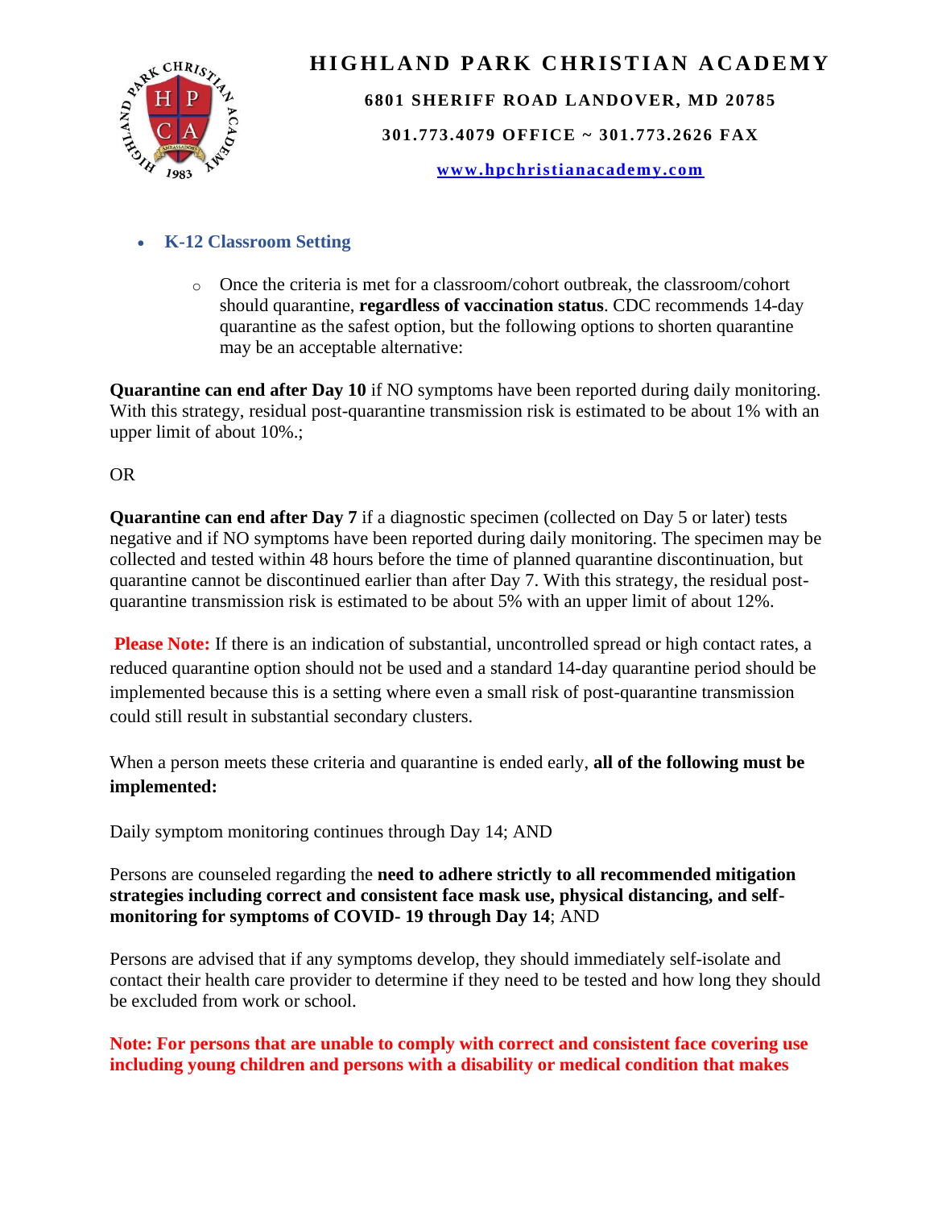- **K-12 Classroom Setting**

    - Once the criteria is met for a classroom/cohort outbreak, the classroom/cohort should quarantine, **regardless of vaccination status**. CDC recommends 14-day quarantine as the safest option, but the following options to shorten quarantine may be an acceptable alternative:

**Quarantine can end after Day 10** if NO symptoms have been reported during daily monitoring. With this strategy, residual post-quarantine transmission risk is estimated to be about 1% with an upper limit of about 10%.;

OR

**Quarantine can end after Day 7** if a diagnostic specimen (collected on Day 5 or later) tests negative and if NO symptoms have been reported during daily monitoring. The specimen may be collected and tested within 48 hours before the time of planned quarantine discontinuation, but quarantine cannot be discontinued earlier than after Day 7. With this strategy, the residual post-quarantine transmission risk is estimated to be about 5% with an upper limit of about 12%.

**Please Note:** If there is an indication of substantial, uncontrolled spread or high contact rates, a reduced quarantine option should not be used and a standard 14-day quarantine period should be implemented because this is a setting where even a small risk of post-quarantine transmission could still result in substantial secondary clusters.

When a person meets these criteria and quarantine is ended early, **all of the following must be implemented:**

Daily symptom monitoring continues through Day 14; AND

Persons are counseled regarding the **need to adhere strictly to all recommended mitigation strategies including correct and consistent face mask use, physical distancing, and self-monitoring for symptoms of COVID- 19 through Day 14**; AND

Persons are advised that if any symptoms develop, they should immediately self-isolate and contact their health care provider to determine if they need to be tested and how long they should be excluded from work or school.

**Note: For persons that are unable to comply with correct and consistent face covering use including young children and persons with a disability or medical condition that makes**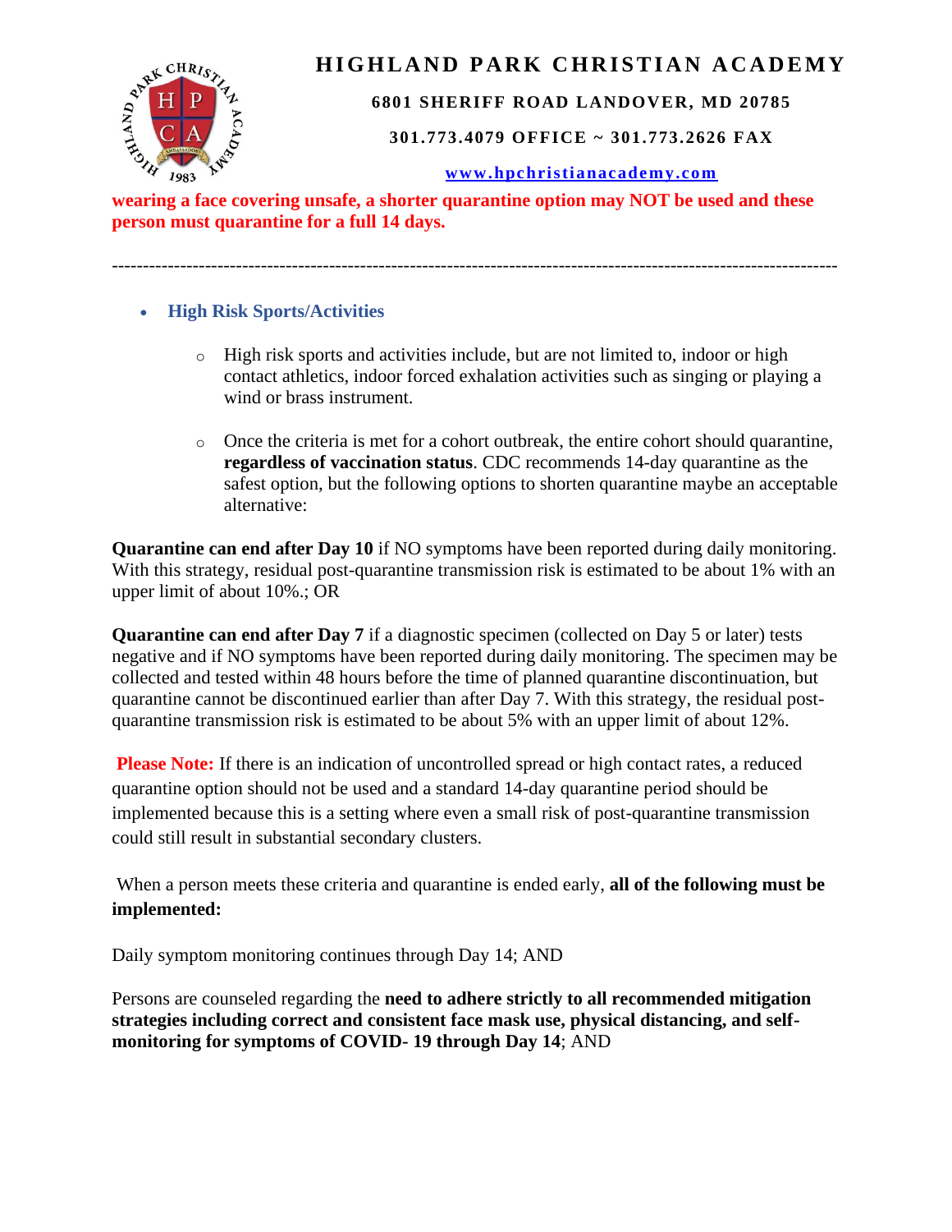**wearing a face covering unsafe, a shorter quarantine option may NOT be used and these person must quarantine for a full 14 days.**

---

- **High Risk Sports/Activities**
  - High risk sports and activities include, but are not limited to, indoor or high contact athletics, indoor forced exhalation activities such as singing or playing a wind or brass instrument.
  - Once the criteria is met for a cohort outbreak, the entire cohort should quarantine, **regardless of vaccination status**. CDC recommends 14-day quarantine as the safest option, but the following options to shorten quarantine maybe an acceptable alternative:

**Quarantine can end after Day 10** if NO symptoms have been reported during daily monitoring. With this strategy, residual post-quarantine transmission risk is estimated to be about 1% with an upper limit of about 10%.; OR

**Quarantine can end after Day 7** if a diagnostic specimen (collected on Day 5 or later) tests negative and if NO symptoms have been reported during daily monitoring. The specimen may be collected and tested within 48 hours before the time of planned quarantine discontinuation, but quarantine cannot be discontinued earlier than after Day 7. With this strategy, the residual post-quarantine transmission risk is estimated to be about 5% with an upper limit of about 12%.

**Please Note:** If there is an indication of uncontrolled spread or high contact rates, a reduced quarantine option should not be used and a standard 14-day quarantine period should be implemented because this is a setting where even a small risk of post-quarantine transmission could still result in substantial secondary clusters.

When a person meets these criteria and quarantine is ended early, **all of the following must be implemented:**

Daily symptom monitoring continues through Day 14; AND

Persons are counseled regarding the **need to adhere strictly to all recommended mitigation strategies including correct and consistent face mask use, physical distancing, and self-monitoring for symptoms of COVID- 19 through Day 14**; AND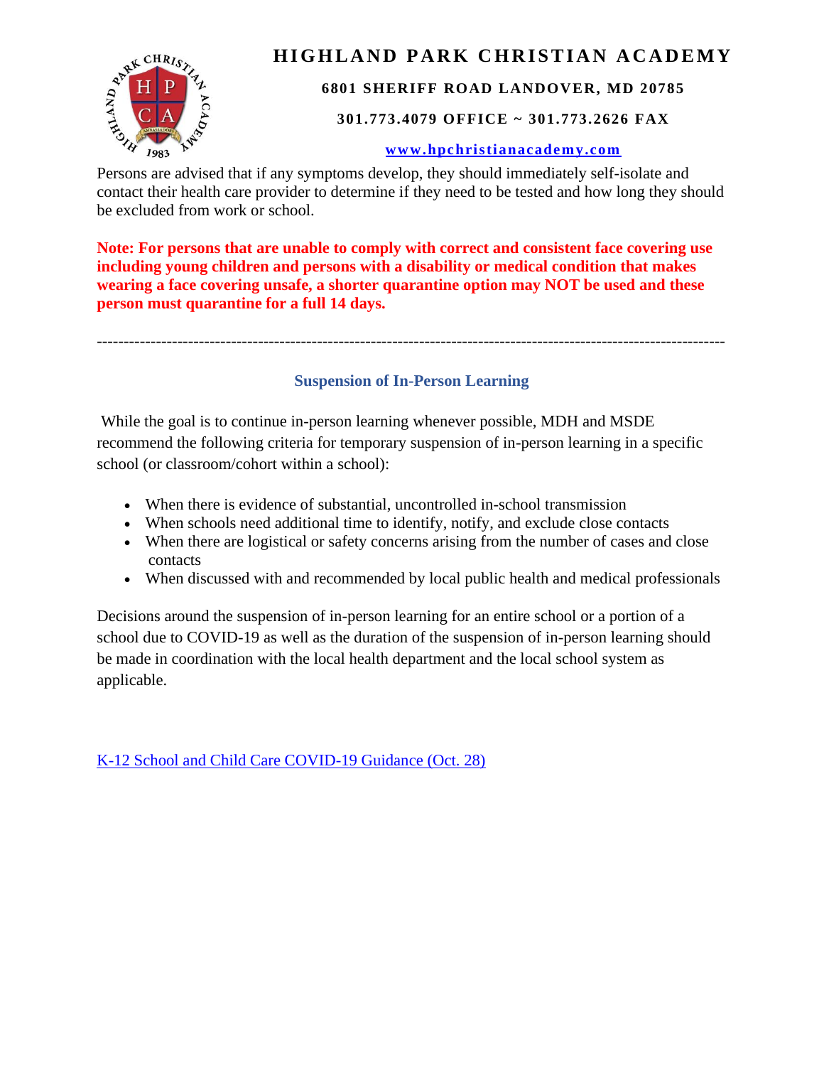Persons are advised that if any symptoms develop, they should immediately self-isolate and contact their health care provider to determine if they need to be tested and how long they should be excluded from work or school.

**Note: For persons that are unable to comply with correct and consistent face covering use including young children and persons with a disability or medical condition that makes wearing a face covering unsafe, a shorter quarantine option may NOT be used and these person must quarantine for a full 14 days.**

---

## Suspension of In-Person Learning

While the goal is to continue in-person learning whenever possible, MDH and MSDE recommend the following criteria for temporary suspension of in-person learning in a specific school (or classroom/cohort within a school):

- When there is evidence of substantial, uncontrolled in-school transmission
- When schools need additional time to identify, notify, and exclude close contacts
- When there are logistical or safety concerns arising from the number of cases and close contacts
- When discussed with and recommended by local public health and medical professionals

Decisions around the suspension of in-person learning for an entire school or a portion of a school due to COVID-19 as well as the duration of the suspension of in-person learning should be made in coordination with the local health department and the local school system as applicable.

K-12 School and Child Care COVID-19 Guidance (Oct. 28)